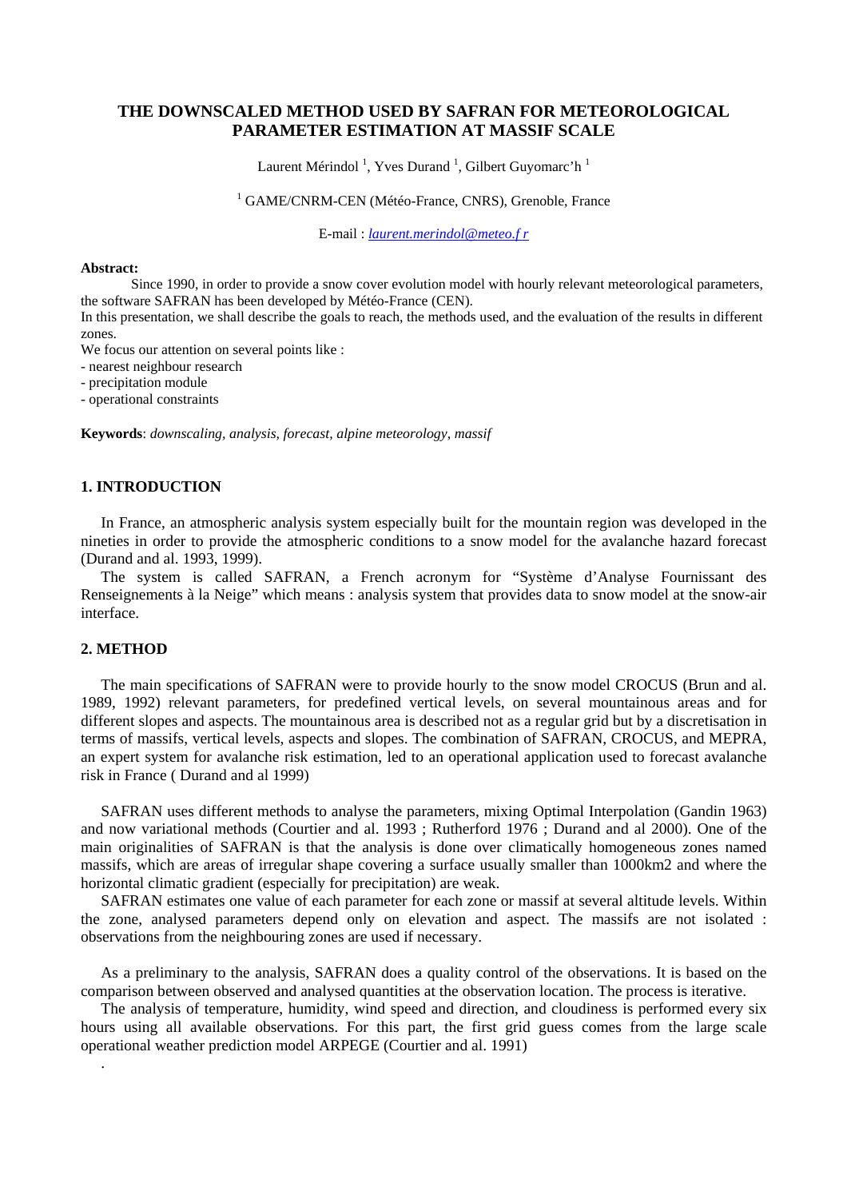# THE DOWNSCALED METHOD USED BY SAFRAN FOR METEOROLOGICAL PARAMETER ESTIMATION AT MASSIF SCALE

Laurent Mérindol [1], Yves Durand [1], Gilbert Guyomarc'h [1]

[1] GAME/CNRM-CEN (Météo-France, CNRS), Grenoble, France

E-mail : *laurent.merindol@meteo.f r*

**Abstract:**

Since 1990, in order to provide a snow cover evolution model with hourly relevant meteorological parameters, the software SAFRAN has been developed by Météo-France (CEN).

In this presentation, we shall describe the goals to reach, the methods used, and the evaluation of the results in different zones.

We focus our attention on several points like :

- nearest neighbour research
- precipitation module
- operational constraints

**Keywords**: *downscaling, analysis, forecast, alpine meteorology, massif*

## 1. INTRODUCTION

In France, an atmospheric analysis system especially built for the mountain region was developed in the nineties in order to provide the atmospheric conditions to a snow model for the avalanche hazard forecast (Durand and al. 1993, 1999).

The system is called SAFRAN, a French acronym for "Système d'Analyse Fournissant des Renseignements à la Neige" which means : analysis system that provides data to snow model at the snow-air interface.

## 2. METHOD

The main specifications of SAFRAN were to provide hourly to the snow model CROCUS (Brun and al. 1989, 1992) relevant parameters, for predefined vertical levels, on several mountainous areas and for different slopes and aspects. The mountainous area is described not as a regular grid but by a discretisation in terms of massifs, vertical levels, aspects and slopes. The combination of SAFRAN, CROCUS, and MEPRA, an expert system for avalanche risk estimation, led to an operational application used to forecast avalanche risk in France ( Durand and al 1999)

SAFRAN uses different methods to analyse the parameters, mixing Optimal Interpolation (Gandin 1963) and now variational methods (Courtier and al. 1993 ; Rutherford 1976 ; Durand and al 2000). One of the main originalities of SAFRAN is that the analysis is done over climatically homogeneous zones named massifs, which are areas of irregular shape covering a surface usually smaller than 1000km2 and where the horizontal climatic gradient (especially for precipitation) are weak.

SAFRAN estimates one value of each parameter for each zone or massif at several altitude levels. Within the zone, analysed parameters depend only on elevation and aspect. The massifs are not isolated : observations from the neighbouring zones are used if necessary.

As a preliminary to the analysis, SAFRAN does a quality control of the observations. It is based on the comparison between observed and analysed quantities at the observation location. The process is iterative.

The analysis of temperature, humidity, wind speed and direction, and cloudiness is performed every six hours using all available observations. For this part, the first grid guess comes from the large scale operational weather prediction model ARPEGE (Courtier and al. 1991)

.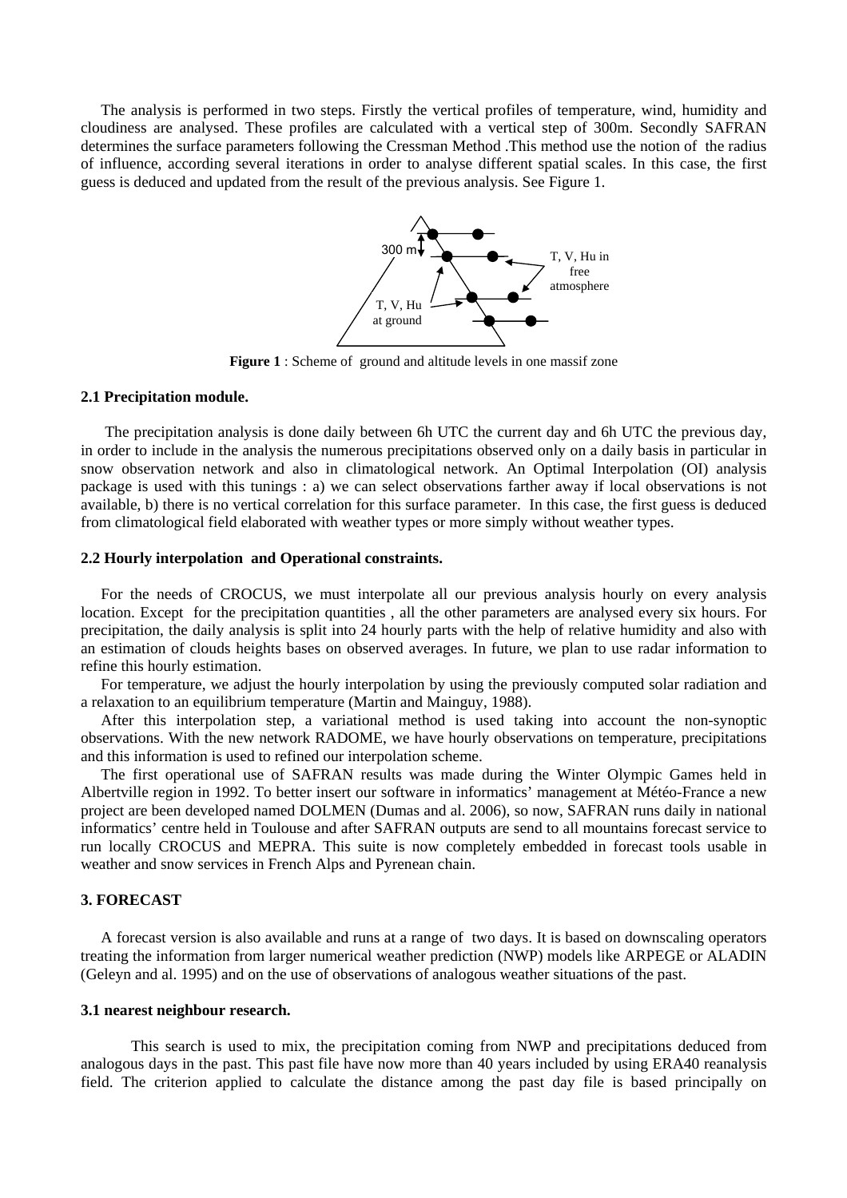The analysis is performed in two steps. Firstly the vertical profiles of temperature, wind, humidity and cloudiness are analysed. These profiles are calculated with a vertical step of 300m. Secondly SAFRAN determines the surface parameters following the Cressman Method .This method use the notion of the radius of influence, according several iterations in order to analyse different spatial scales. In this case, the first guess is deduced and updated from the result of the previous analysis. See Figure 1.

**Figure 1** : Scheme of ground and altitude levels in one massif zone

### 2.1 Precipitation module.

The precipitation analysis is done daily between 6h UTC the current day and 6h UTC the previous day, in order to include in the analysis the numerous precipitations observed only on a daily basis in particular in snow observation network and also in climatological network. An Optimal Interpolation (OI) analysis package is used with this tunings : a) we can select observations farther away if local observations is not available, b) there is no vertical correlation for this surface parameter. In this case, the first guess is deduced from climatological field elaborated with weather types or more simply without weather types.

### 2.2 Hourly interpolation and Operational constraints.

For the needs of CROCUS, we must interpolate all our previous analysis hourly on every analysis location. Except for the precipitation quantities , all the other parameters are analysed every six hours. For precipitation, the daily analysis is split into 24 hourly parts with the help of relative humidity and also with an estimation of clouds heights bases on observed averages. In future, we plan to use radar information to refine this hourly estimation.

For temperature, we adjust the hourly interpolation by using the previously computed solar radiation and a relaxation to an equilibrium temperature (Martin and Mainguy, 1988).

After this interpolation step, a variational method is used taking into account the non-synoptic observations. With the new network RADOME, we have hourly observations on temperature, precipitations and this information is used to refined our interpolation scheme.

The first operational use of SAFRAN results was made during the Winter Olympic Games held in Albertville region in 1992. To better insert our software in informatics' management at Météo-France a new project are been developed named DOLMEN (Dumas and al. 2006), so now, SAFRAN runs daily in national informatics' centre held in Toulouse and after SAFRAN outputs are send to all mountains forecast service to run locally CROCUS and MEPRA. This suite is now completely embedded in forecast tools usable in weather and snow services in French Alps and Pyrenean chain.

## 3. FORECAST

A forecast version is also available and runs at a range of two days. It is based on downscaling operators treating the information from larger numerical weather prediction (NWP) models like ARPEGE or ALADIN (Geleyn and al. 1995) and on the use of observations of analogous weather situations of the past.

### 3.1 nearest neighbour research.

This search is used to mix, the precipitation coming from NWP and precipitations deduced from analogous days in the past. This past file have now more than 40 years included by using ERA40 reanalysis field. The criterion applied to calculate the distance among the past day file is based principally on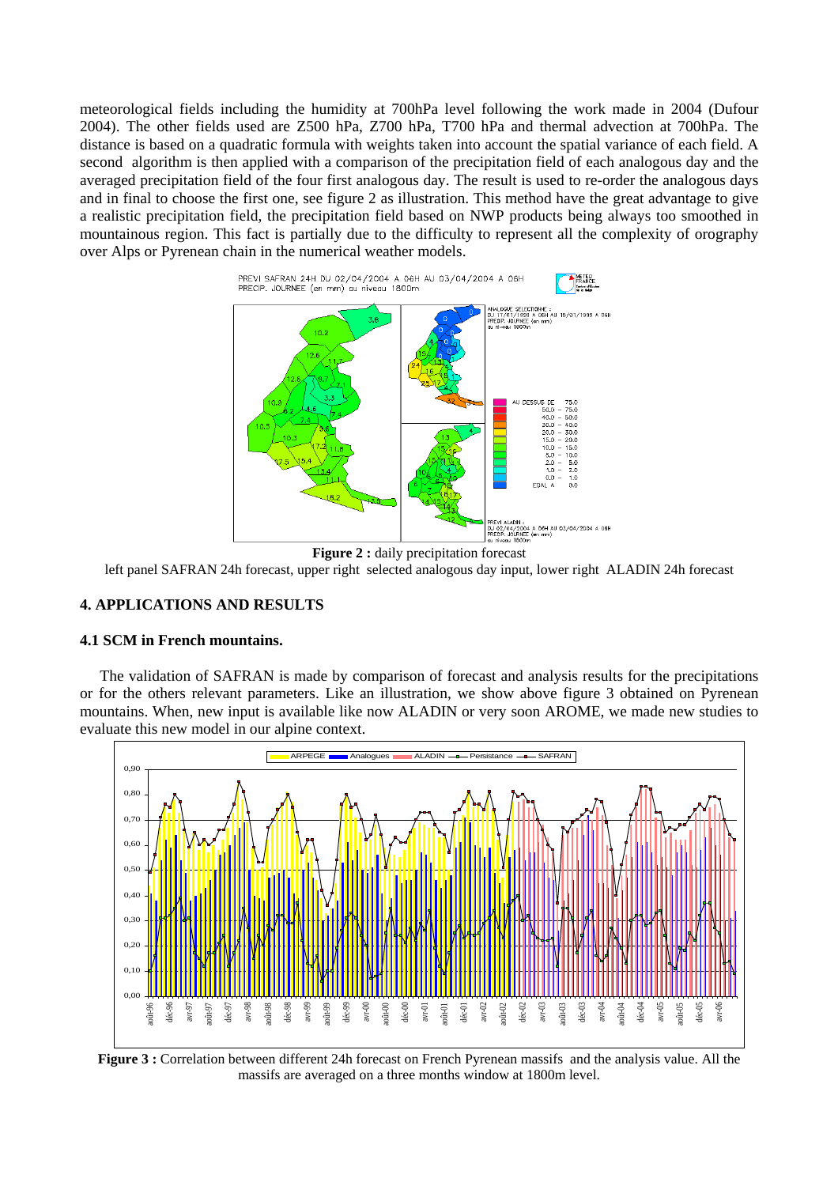meteorological fields including the humidity at 700hPa level following the work made in 2004 (Dufour 2004). The other fields used are Z500 hPa, Z700 hPa, T700 hPa and thermal advection at 700hPa. The distance is based on a quadratic formula with weights taken into account the spatial variance of each field. A second algorithm is then applied with a comparison of the precipitation field of each analogous day and the averaged precipitation field of the four first analogous day. The result is used to re-order the analogous days and in final to choose the first one, see figure 2 as illustration. This method have the great advantage to give a realistic precipitation field, the precipitation field based on NWP products being always too smoothed in mountainous region. This fact is partially due to the difficulty to represent all the complexity of orography over Alps or Pyrenean chain in the numerical weather models.

**Figure 2 :** daily precipitation forecast
left panel SAFRAN 24h forecast, upper right selected analogous day input, lower right ALADIN 24h forecast

## 4. APPLICATIONS AND RESULTS

### 4.1 SCM in French mountains.

The validation of SAFRAN is made by comparison of forecast and analysis results for the precipitations or for the others relevant parameters. Like an illustration, we show above figure 3 obtained on Pyrenean mountains. When, new input is available like now ALADIN or very soon AROME, we made new studies to evaluate this new model in our alpine context.

**Figure 3 :** Correlation between different 24h forecast on French Pyrenean massifs and the analysis value. All the massifs are averaged on a three months window at 1800m level.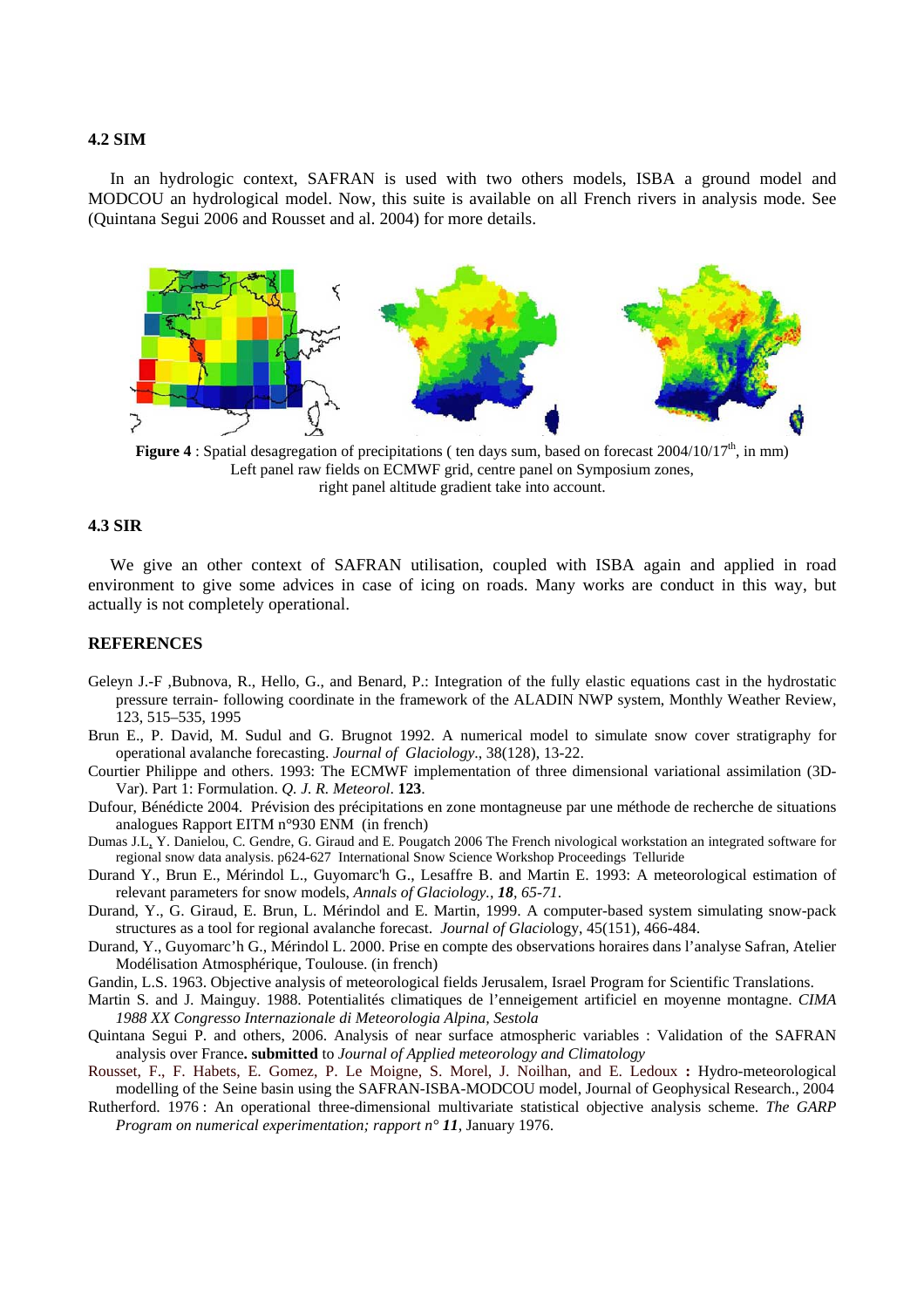### 4.2 SIM

In an hydrologic context, SAFRAN is used with two others models, ISBA a ground model and MODCOU an hydrological model. Now, this suite is available on all French rivers in analysis mode. See (Quintana Segui 2006 and Rousset and al. 2004) for more details.

**Figure 4** : Spatial desagregation of precipitations ( ten days sum, based on forecast 2004/10/17th, in mm) Left panel raw fields on ECMWF grid, centre panel on Symposium zones, right panel altitude gradient take into account.

### 4.3 SIR

We give an other context of SAFRAN utilisation, coupled with ISBA again and applied in road environment to give some advices in case of icing on roads. Many works are conduct in this way, but actually is not completely operational.

### REFERENCES

Geleyn J.-F ,Bubnova, R., Hello, G., and Benard, P.: Integration of the fully elastic equations cast in the hydrostatic pressure terrain- following coordinate in the framework of the ALADIN NWP system, Monthly Weather Review, 123, 515–535, 1995

Brun E., P. David, M. Sudul and G. Brugnot 1992. A numerical model to simulate snow cover stratigraphy for operational avalanche forecasting. *Journal of Glaciology.*, 38(128), 13-22.

Courtier Philippe and others. 1993: The ECMWF implementation of three dimensional variational assimilation (3D-Var). Part 1: Formulation. *Q. J. R. Meteorol*. **123**.

Dufour, Bénédicte 2004. Prévision des précipitations en zone montagneuse par une méthode de recherche de situations analogues Rapport EITM n°930 ENM (in french)

Dumas J.L, Y. Danielou, C. Gendre, G. Giraud and E. Pougatch 2006 The French nivological workstation an integrated software for regional snow data analysis. p624-627 International Snow Science Workshop Proceedings Telluride

Durand Y., Brun E., Mérindol L., Guyomarc'h G., Lesaffre B. and Martin E. 1993: A meteorological estimation of relevant parameters for snow models, *Annals of Glaciology., **18**, 65-71*.

Durand, Y., G. Giraud, E. Brun, L. Mérindol and E. Martin, 1999. A computer-based system simulating snow-pack structures as a tool for regional avalanche forecast. *Journal of Glacio*logy, 45(151), 466-484.

Durand, Y., Guyomarc'h G., Mérindol L. 2000. Prise en compte des observations horaires dans l'analyse Safran, Atelier Modélisation Atmosphérique, Toulouse. (in french)

Gandin, L.S. 1963. Objective analysis of meteorological fields Jerusalem, Israel Program for Scientific Translations.

Martin S. and J. Mainguy. 1988. Potentialités climatiques de l'enneigement artificiel en moyenne montagne. *CIMA 1988 XX Congresso Internazionale di Meteorologia Alpina, Sestola*

Quintana Segui P. and others, 2006. Analysis of near surface atmospheric variables : Validation of the SAFRAN analysis over France**. submitted** to *Journal of Applied meteorology and Climatology*

Rousset, F., F. Habets, E. Gomez, P. Le Moigne, S. Morel, J. Noilhan, and E. Ledoux **:** Hydro-meteorological modelling of the Seine basin using the SAFRAN-ISBA-MODCOU model, Journal of Geophysical Research., 2004

Rutherford. 1976 : An operational three-dimensional multivariate statistical objective analysis scheme. *The GARP Program on numerical experimentation; rapport n° **11***, January 1976.